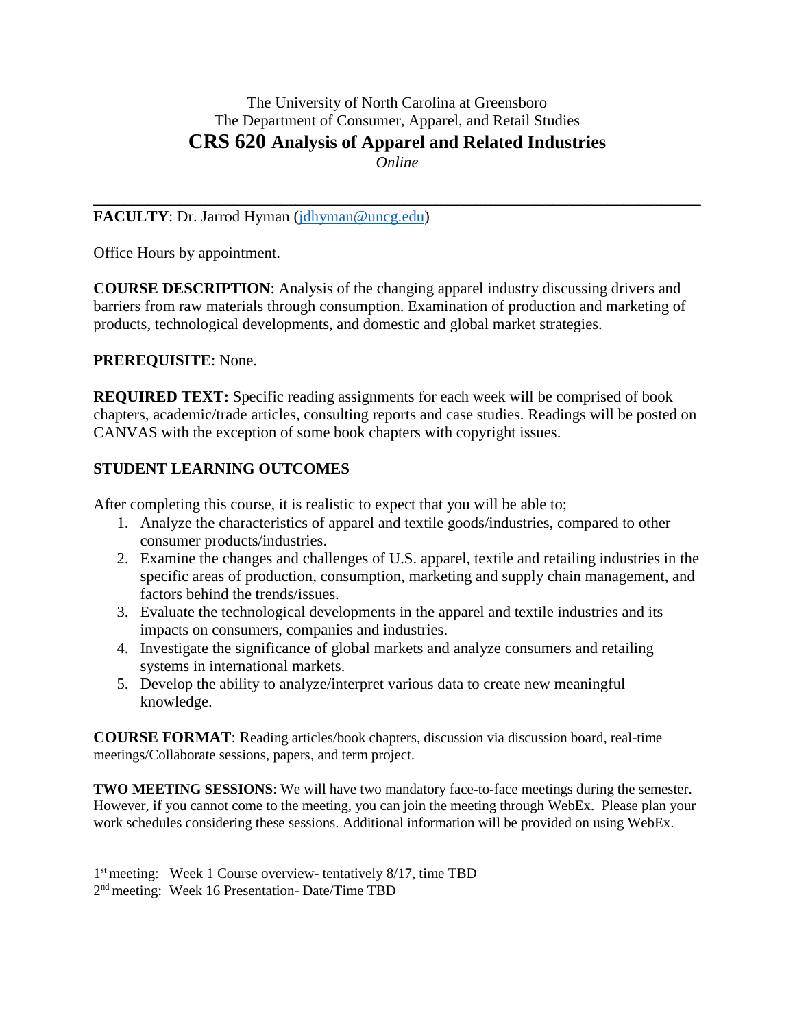The University of North Carolina at Greensboro

The Department of Consumer, Apparel, and Retail Studies

# CRS 620 Analysis of Apparel and Related Industries

*Online*

---

**FACULTY**: Dr. Jarrod Hyman (jdhyman@uncg.edu)

Office Hours by appointment.

**COURSE DESCRIPTION**: Analysis of the changing apparel industry discussing drivers and barriers from raw materials through consumption. Examination of production and marketing of products, technological developments, and domestic and global market strategies.

**PREREQUISITE**: None.

**REQUIRED TEXT:** Specific reading assignments for each week will be comprised of book chapters, academic/trade articles, consulting reports and case studies. Readings will be posted on CANVAS with the exception of some book chapters with copyright issues.

**STUDENT LEARNING OUTCOMES**

After completing this course, it is realistic to expect that you will be able to;

1. Analyze the characteristics of apparel and textile goods/industries, compared to other consumer products/industries.
2. Examine the changes and challenges of U.S. apparel, textile and retailing industries in the specific areas of production, consumption, marketing and supply chain management, and factors behind the trends/issues.
3. Evaluate the technological developments in the apparel and textile industries and its impacts on consumers, companies and industries.
4. Investigate the significance of global markets and analyze consumers and retailing systems in international markets.
5. Develop the ability to analyze/interpret various data to create new meaningful knowledge.

**COURSE FORMAT**: Reading articles/book chapters, discussion via discussion board, real-time meetings/Collaborate sessions, papers, and term project.

**TWO MEETING SESSIONS**: We will have two mandatory face-to-face meetings during the semester. However, if you cannot come to the meeting, you can join the meeting through WebEx. Please plan your work schedules considering these sessions. Additional information will be provided on using WebEx.

1st meeting: Week 1 Course overview- tentatively 8/17, time TBD

2nd meeting: Week 16 Presentation- Date/Time TBD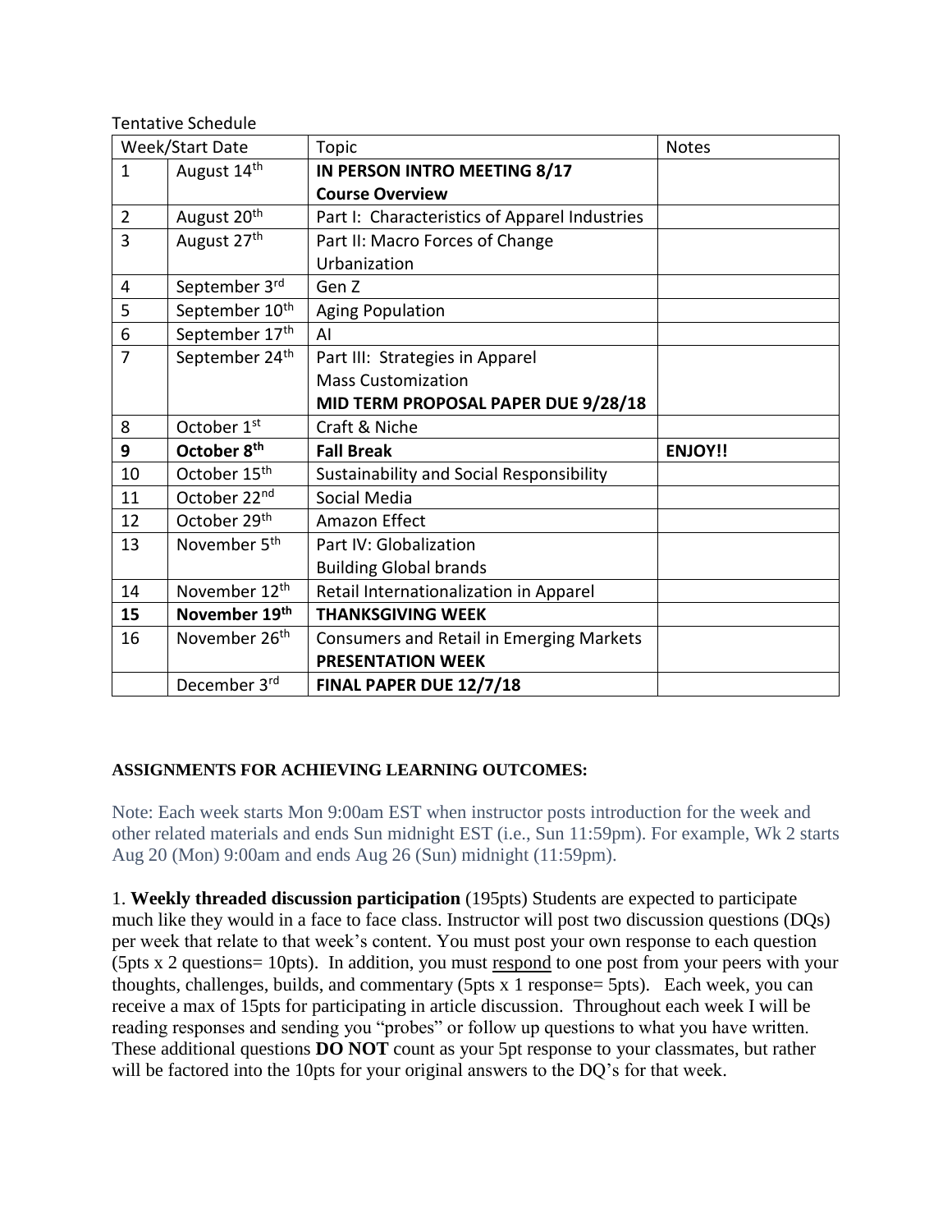Tentative Schedule

| Week/Start Date | | Topic | Notes |
|---|---|---|---|
| 1 | August 14th | **IN PERSON INTRO MEETING 8/17**<br>**Course Overview** | |
| 2 | August 20th | Part I: Characteristics of Apparel Industries | |
| 3 | August 27th | Part II: Macro Forces of Change<br>Urbanization | |
| 4 | September 3rd | Gen Z | |
| 5 | September 10th | Aging Population | |
| 6 | September 17th | AI | |
| 7 | September 24th | Part III: Strategies in Apparel<br>Mass Customization<br>**MID TERM PROPOSAL PAPER DUE 9/28/18** | |
| 8 | October 1st | Craft & Niche | |
| **9** | **October 8th** | **Fall Break** | **ENJOY!!** |
| 10 | October 15th | Sustainability and Social Responsibility | |
| 11 | October 22nd | Social Media | |
| 12 | October 29th | Amazon Effect | |
| 13 | November 5th | Part IV: Globalization<br>Building Global brands | |
| 14 | November 12th | Retail Internationalization in Apparel | |
| **15** | **November 19th** | **THANKSGIVING WEEK** | |
| 16 | November 26th | Consumers and Retail in Emerging Markets<br>**PRESENTATION WEEK** | |
| | December 3rd | **FINAL PAPER DUE 12/7/18** | |

**ASSIGNMENTS FOR ACHIEVING LEARNING OUTCOMES:**

Note: Each week starts Mon 9:00am EST when instructor posts introduction for the week and other related materials and ends Sun midnight EST (i.e., Sun 11:59pm). For example, Wk 2 starts Aug 20 (Mon) 9:00am and ends Aug 26 (Sun) midnight (11:59pm).

1. **Weekly threaded discussion participation** (195pts) Students are expected to participate much like they would in a face to face class. Instructor will post two discussion questions (DQs) per week that relate to that week's content. You must post your own response to each question (5pts x 2 questions= 10pts). In addition, you must respond to one post from your peers with your thoughts, challenges, builds, and commentary (5pts x 1 response= 5pts). Each week, you can receive a max of 15pts for participating in article discussion. Throughout each week I will be reading responses and sending you "probes" or follow up questions to what you have written. These additional questions **DO NOT** count as your 5pt response to your classmates, but rather will be factored into the 10pts for your original answers to the DQ's for that week.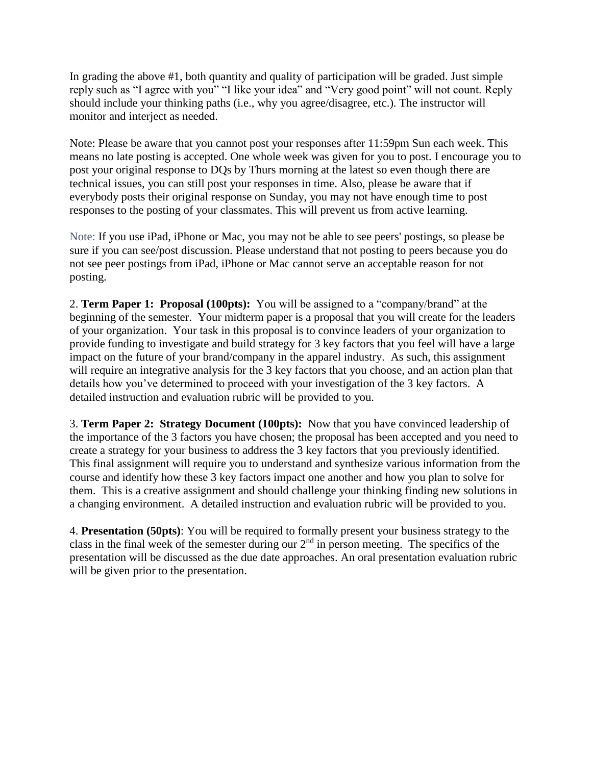In grading the above #1, both quantity and quality of participation will be graded. Just simple reply such as "I agree with you" "I like your idea" and "Very good point" will not count. Reply should include your thinking paths (i.e., why you agree/disagree, etc.). The instructor will monitor and interject as needed.

Note: Please be aware that you cannot post your responses after 11:59pm Sun each week. This means no late posting is accepted. One whole week was given for you to post. I encourage you to post your original response to DQs by Thurs morning at the latest so even though there are technical issues, you can still post your responses in time. Also, please be aware that if everybody posts their original response on Sunday, you may not have enough time to post responses to the posting of your classmates. This will prevent us from active learning.

Note: If you use iPad, iPhone or Mac, you may not be able to see peers' postings, so please be sure if you can see/post discussion. Please understand that not posting to peers because you do not see peer postings from iPad, iPhone or Mac cannot serve an acceptable reason for not posting.

2. **Term Paper 1: Proposal (100pts):** You will be assigned to a "company/brand" at the beginning of the semester. Your midterm paper is a proposal that you will create for the leaders of your organization. Your task in this proposal is to convince leaders of your organization to provide funding to investigate and build strategy for 3 key factors that you feel will have a large impact on the future of your brand/company in the apparel industry. As such, this assignment will require an integrative analysis for the 3 key factors that you choose, and an action plan that details how you've determined to proceed with your investigation of the 3 key factors. A detailed instruction and evaluation rubric will be provided to you.

3. **Term Paper 2: Strategy Document (100pts):** Now that you have convinced leadership of the importance of the 3 factors you have chosen; the proposal has been accepted and you need to create a strategy for your business to address the 3 key factors that you previously identified. This final assignment will require you to understand and synthesize various information from the course and identify how these 3 key factors impact one another and how you plan to solve for them. This is a creative assignment and should challenge your thinking finding new solutions in a changing environment. A detailed instruction and evaluation rubric will be provided to you.

4. **Presentation (50pts)**: You will be required to formally present your business strategy to the class in the final week of the semester during our 2nd in person meeting. The specifics of the presentation will be discussed as the due date approaches. An oral presentation evaluation rubric will be given prior to the presentation.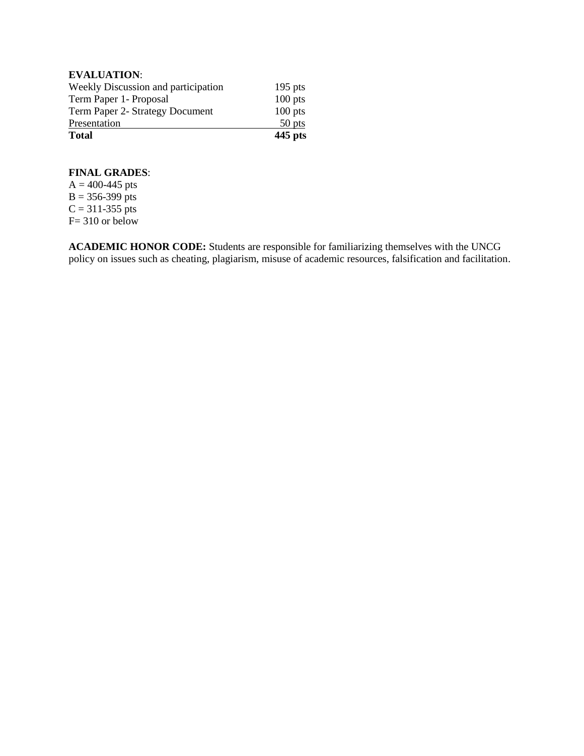**EVALUATION**:

| | |
|---|---|
| Weekly Discussion and participation | 195 pts |
| Term Paper 1- Proposal | 100 pts |
| Term Paper 2- Strategy Document | 100 pts |
| Presentation | 50 pts |
| **Total** | **445 pts** |

**FINAL GRADES**:

A = 400-445 pts
B = 356-399 pts
C = 311-355 pts
F= 310 or below

**ACADEMIC HONOR CODE:** Students are responsible for familiarizing themselves with the UNCG policy on issues such as cheating, plagiarism, misuse of academic resources, falsification and facilitation.